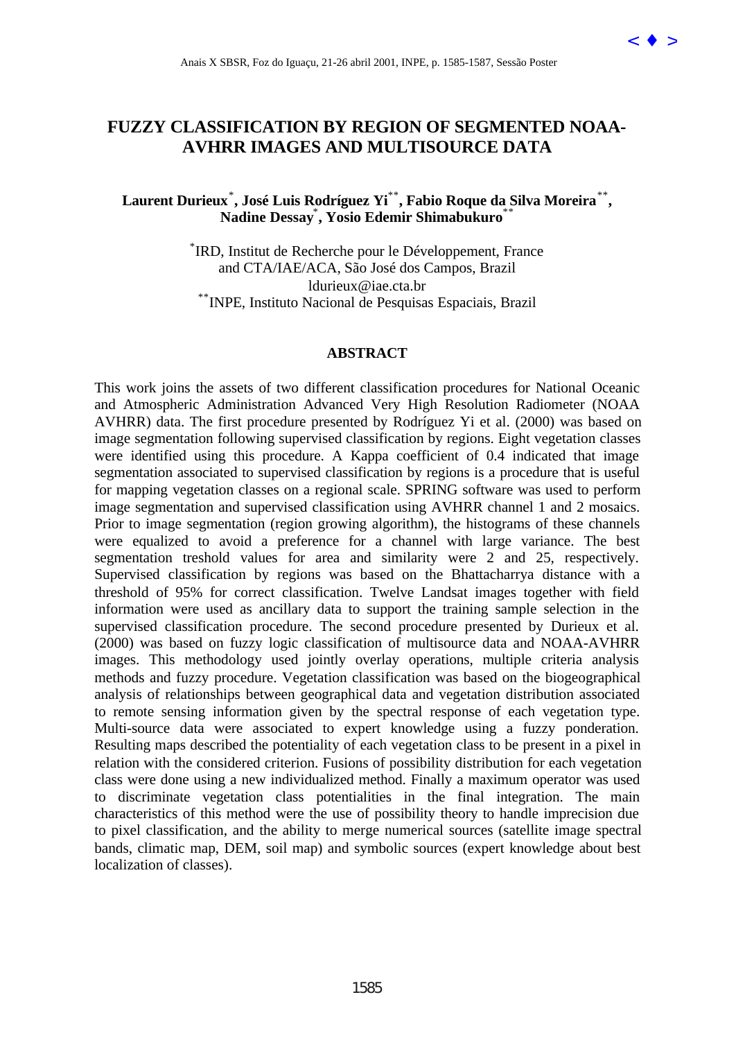# FUZZY CLASSIFICATION BY REGION OF SEGMENTED NOAA-AVHRR IMAGES AND MULTISOURCE DATA

**Laurent Durieux[*], José Luis Rodríguez Yi[**], Fabio Roque da Silva Moreira[**], Nadine Dessay[*], Yosio Edemir Shimabukuro[**]**

[*]IRD, Institut de Recherche pour le Développement, France
and CTA/IAE/ACA, São José dos Campos, Brazil
ldurieux@iae.cta.br
[**]INPE, Instituto Nacional de Pesquisas Espaciais, Brazil

## ABSTRACT

This work joins the assets of two different classification procedures for National Oceanic and Atmospheric Administration Advanced Very High Resolution Radiometer (NOAA AVHRR) data. The first procedure presented by Rodríguez Yi et al. (2000) was based on image segmentation following supervised classification by regions. Eight vegetation classes were identified using this procedure. A Kappa coefficient of 0.4 indicated that image segmentation associated to supervised classification by regions is a procedure that is useful for mapping vegetation classes on a regional scale. SPRING software was used to perform image segmentation and supervised classification using AVHRR channel 1 and 2 mosaics. Prior to image segmentation (region growing algorithm), the histograms of these channels were equalized to avoid a preference for a channel with large variance. The best segmentation treshold values for area and similarity were 2 and 25, respectively. Supervised classification by regions was based on the Bhattacharrya distance with a threshold of 95% for correct classification. Twelve Landsat images together with field information were used as ancillary data to support the training sample selection in the supervised classification procedure. The second procedure presented by Durieux et al. (2000) was based on fuzzy logic classification of multisource data and NOAA-AVHRR images. This methodology used jointly overlay operations, multiple criteria analysis methods and fuzzy procedure. Vegetation classification was based on the biogeographical analysis of relationships between geographical data and vegetation distribution associated to remote sensing information given by the spectral response of each vegetation type. Multi-source data were associated to expert knowledge using a fuzzy ponderation. Resulting maps described the potentiality of each vegetation class to be present in a pixel in relation with the considered criterion. Fusions of possibility distribution for each vegetation class were done using a new individualized method. Finally a maximum operator was used to discriminate vegetation class potentialities in the final integration. The main characteristics of this method were the use of possibility theory to handle imprecision due to pixel classification, and the ability to merge numerical sources (satellite image spectral bands, climatic map, DEM, soil map) and symbolic sources (expert knowledge about best localization of classes).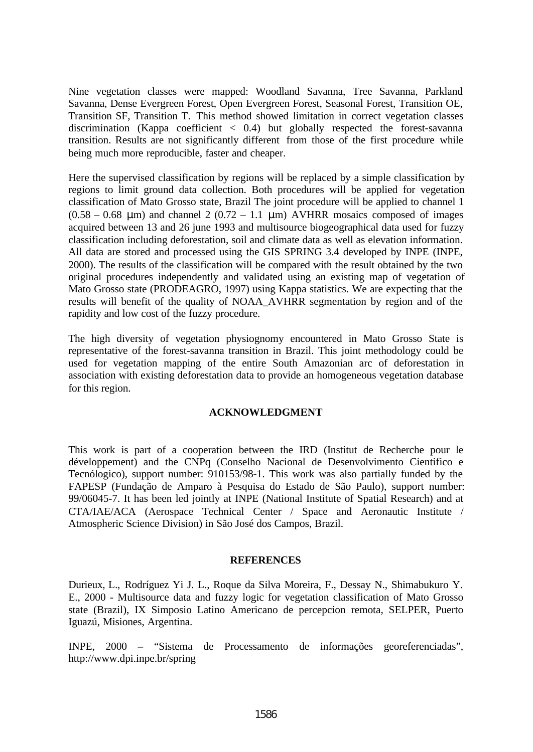Nine vegetation classes were mapped: Woodland Savanna, Tree Savanna, Parkland Savanna, Dense Evergreen Forest, Open Evergreen Forest, Seasonal Forest, Transition OE, Transition SF, Transition T. This method showed limitation in correct vegetation classes discrimination (Kappa coefficient < 0.4) but globally respected the forest-savanna transition. Results are not significantly different from those of the first procedure while being much more reproducible, faster and cheaper.

Here the supervised classification by regions will be replaced by a simple classification by regions to limit ground data collection. Both procedures will be applied for vegetation classification of Mato Grosso state, Brazil The joint procedure will be applied to channel 1 (0.58 – 0.68 μm) and channel 2 (0.72 – 1.1 μm) AVHRR mosaics composed of images acquired between 13 and 26 june 1993 and multisource biogeographical data used for fuzzy classification including deforestation, soil and climate data as well as elevation information. All data are stored and processed using the GIS SPRING 3.4 developed by INPE (INPE, 2000). The results of the classification will be compared with the result obtained by the two original procedures independently and validated using an existing map of vegetation of Mato Grosso state (PRODEAGRO, 1997) using Kappa statistics. We are expecting that the results will benefit of the quality of NOAA_AVHRR segmentation by region and of the rapidity and low cost of the fuzzy procedure.

The high diversity of vegetation physiognomy encountered in Mato Grosso State is representative of the forest-savanna transition in Brazil. This joint methodology could be used for vegetation mapping of the entire South Amazonian arc of deforestation in association with existing deforestation data to provide an homogeneous vegetation database for this region.

## ACKNOWLEDGMENT

This work is part of a cooperation between the IRD (Institut de Recherche pour le développement) and the CNPq (Conselho Nacional de Desenvolvimento Cientifico e Tecnólogico), support number: 910153/98-1. This work was also partially funded by the FAPESP (Fundação de Amparo à Pesquisa do Estado de São Paulo), support number: 99/06045-7. It has been led jointly at INPE (National Institute of Spatial Research) and at CTA/IAE/ACA (Aerospace Technical Center / Space and Aeronautic Institute / Atmospheric Science Division) in São José dos Campos, Brazil.

## REFERENCES

Durieux, L., Rodríguez Yi J. L., Roque da Silva Moreira, F., Dessay N., Shimabukuro Y. E., 2000 - Multisource data and fuzzy logic for vegetation classification of Mato Grosso state (Brazil), IX Simposio Latino Americano de percepcion remota, SELPER, Puerto Iguazú, Misiones, Argentina.

INPE, 2000 – "Sistema de Processamento de informações georeferenciadas", http://www.dpi.inpe.br/spring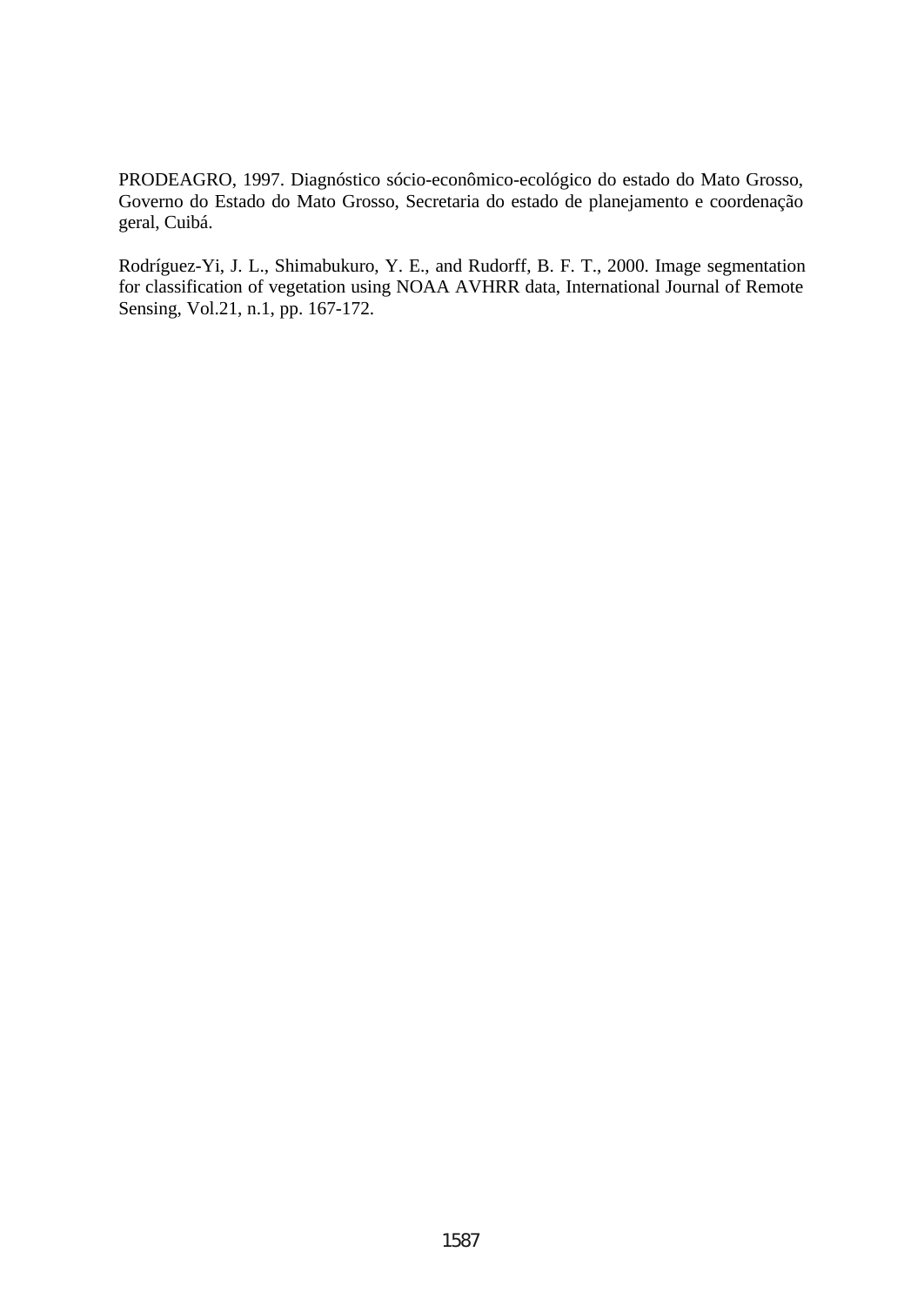PRODEAGRO, 1997. Diagnóstico sócio-econômico-ecológico do estado do Mato Grosso, Governo do Estado do Mato Grosso, Secretaria do estado de planejamento e coordenação geral, Cuibá.

Rodríguez-Yi, J. L., Shimabukuro, Y. E., and Rudorff, B. F. T., 2000. Image segmentation for classification of vegetation using NOAA AVHRR data, International Journal of Remote Sensing, Vol.21, n.1, pp. 167-172.